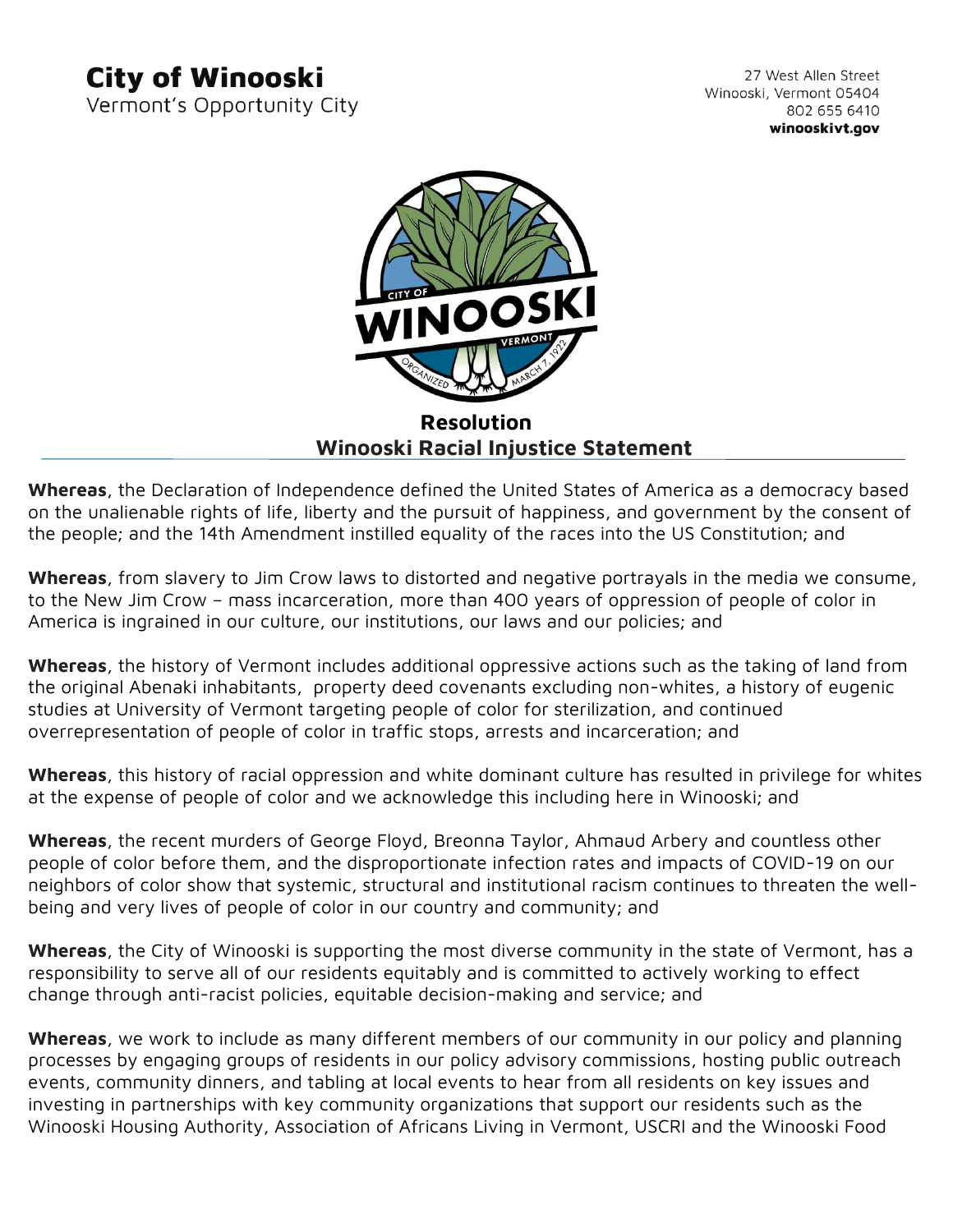# City of Winooski

Vermont's Opportunity City

27 West Allen Street
Winooski, Vermont 05404
802 655 6410
**winooskivt.gov**

## Resolution
## Winooski Racial Injustice Statement

**Whereas**, the Declaration of Independence defined the United States of America as a democracy based on the unalienable rights of life, liberty and the pursuit of happiness, and government by the consent of the people; and the 14th Amendment instilled equality of the races into the US Constitution; and

**Whereas**, from slavery to Jim Crow laws to distorted and negative portrayals in the media we consume, to the New Jim Crow – mass incarceration, more than 400 years of oppression of people of color in America is ingrained in our culture, our institutions, our laws and our policies; and

**Whereas**, the history of Vermont includes additional oppressive actions such as the taking of land from the original Abenaki inhabitants, property deed covenants excluding non-whites, a history of eugenic studies at University of Vermont targeting people of color for sterilization, and continued overrepresentation of people of color in traffic stops, arrests and incarceration; and

**Whereas**, this history of racial oppression and white dominant culture has resulted in privilege for whites at the expense of people of color and we acknowledge this including here in Winooski; and

**Whereas**, the recent murders of George Floyd, Breonna Taylor, Ahmaud Arbery and countless other people of color before them, and the disproportionate infection rates and impacts of COVID-19 on our neighbors of color show that systemic, structural and institutional racism continues to threaten the well-being and very lives of people of color in our country and community; and

**Whereas**, the City of Winooski is supporting the most diverse community in the state of Vermont, has a responsibility to serve all of our residents equitably and is committed to actively working to effect change through anti-racist policies, equitable decision-making and service; and

**Whereas**, we work to include as many different members of our community in our policy and planning processes by engaging groups of residents in our policy advisory commissions, hosting public outreach events, community dinners, and tabling at local events to hear from all residents on key issues and investing in partnerships with key community organizations that support our residents such as the Winooski Housing Authority, Association of Africans Living in Vermont, USCRI and the Winooski Food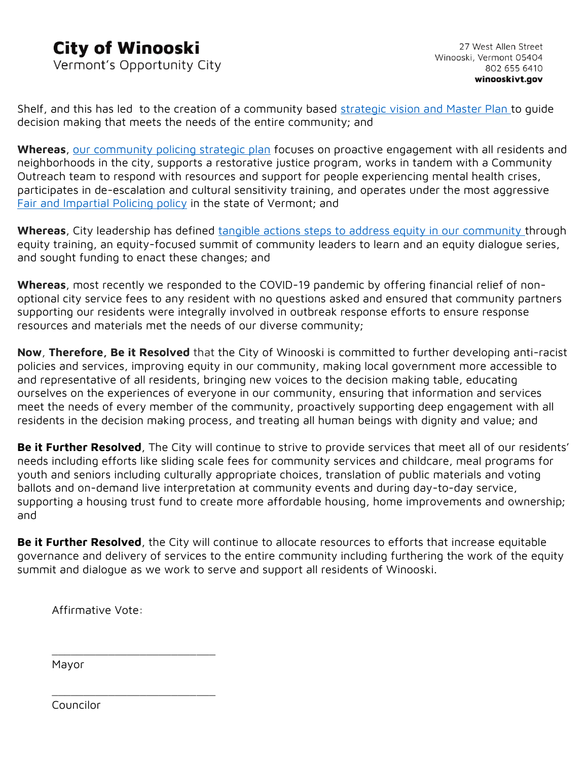Shelf, and this has led to the creation of a community based [strategic vision and Master Plan ]to guide decision making that meets the needs of the entire community; and

**Whereas**, [our community policing strategic plan] focuses on proactive engagement with all residents and neighborhoods in the city, supports a restorative justice program, works in tandem with a Community Outreach team to respond with resources and support for people experiencing mental health crises, participates in de-escalation and cultural sensitivity training, and operates under the most aggressive [Fair and Impartial Policing policy] in the state of Vermont; and

**Whereas**, City leadership has defined [tangible actions steps to address equity in our community ]through equity training, an equity-focused summit of community leaders to learn and an equity dialogue series, and sought funding to enact these changes; and

**Whereas**, most recently we responded to the COVID-19 pandemic by offering financial relief of non-optional city service fees to any resident with no questions asked and ensured that community partners supporting our residents were integrally involved in outbreak response efforts to ensure response resources and materials met the needs of our diverse community;

**Now**, **Therefore, Be it Resolved** that the City of Winooski is committed to further developing anti-racist policies and services, improving equity in our community, making local government more accessible to and representative of all residents, bringing new voices to the decision making table, educating ourselves on the experiences of everyone in our community, ensuring that information and services meet the needs of every member of the community, proactively supporting deep engagement with all residents in the decision making process, and treating all human beings with dignity and value; and

**Be it Further Resolved**, The City will continue to strive to provide services that meet all of our residents' needs including efforts like sliding scale fees for community services and childcare, meal programs for youth and seniors including culturally appropriate choices, translation of public materials and voting ballots and on-demand live interpretation at community events and during day-to-day service, supporting a housing trust fund to create more affordable housing, home improvements and ownership; and

**Be it Further Resolved**, the City will continue to allocate resources to efforts that increase equitable governance and delivery of services to the entire community including furthering the work of the equity summit and dialogue as we work to serve and support all residents of Winooski.

Affirmative Vote:

\_\_\_\_\_\_\_\_\_\_\_\_\_\_\_\_\_\_\_\_\_\_\_\_\_\_\_\_
Mayor

\_\_\_\_\_\_\_\_\_\_\_\_\_\_\_\_\_\_\_\_\_\_\_\_\_\_\_\_
Councilor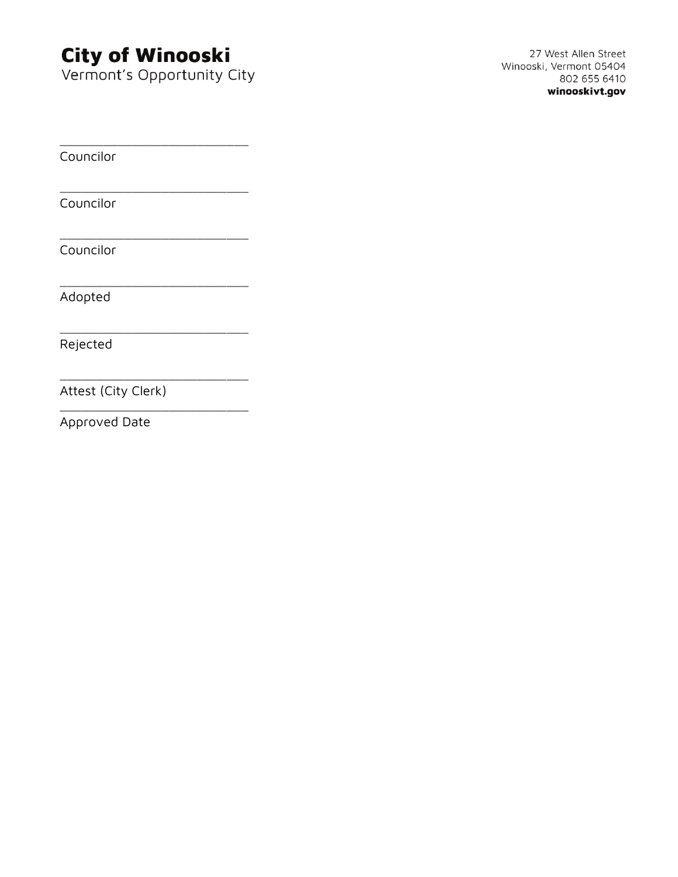**City of Winooski**
Vermont's Opportunity City

27 West Allen Street
Winooski, Vermont 05404
802 655 6410
**winooskivt.gov**

_____________________________
Councilor

_____________________________
Councilor

_____________________________
Councilor

_____________________________
Adopted

_____________________________
Rejected

_____________________________
Attest (City Clerk)

_____________________________
Approved Date